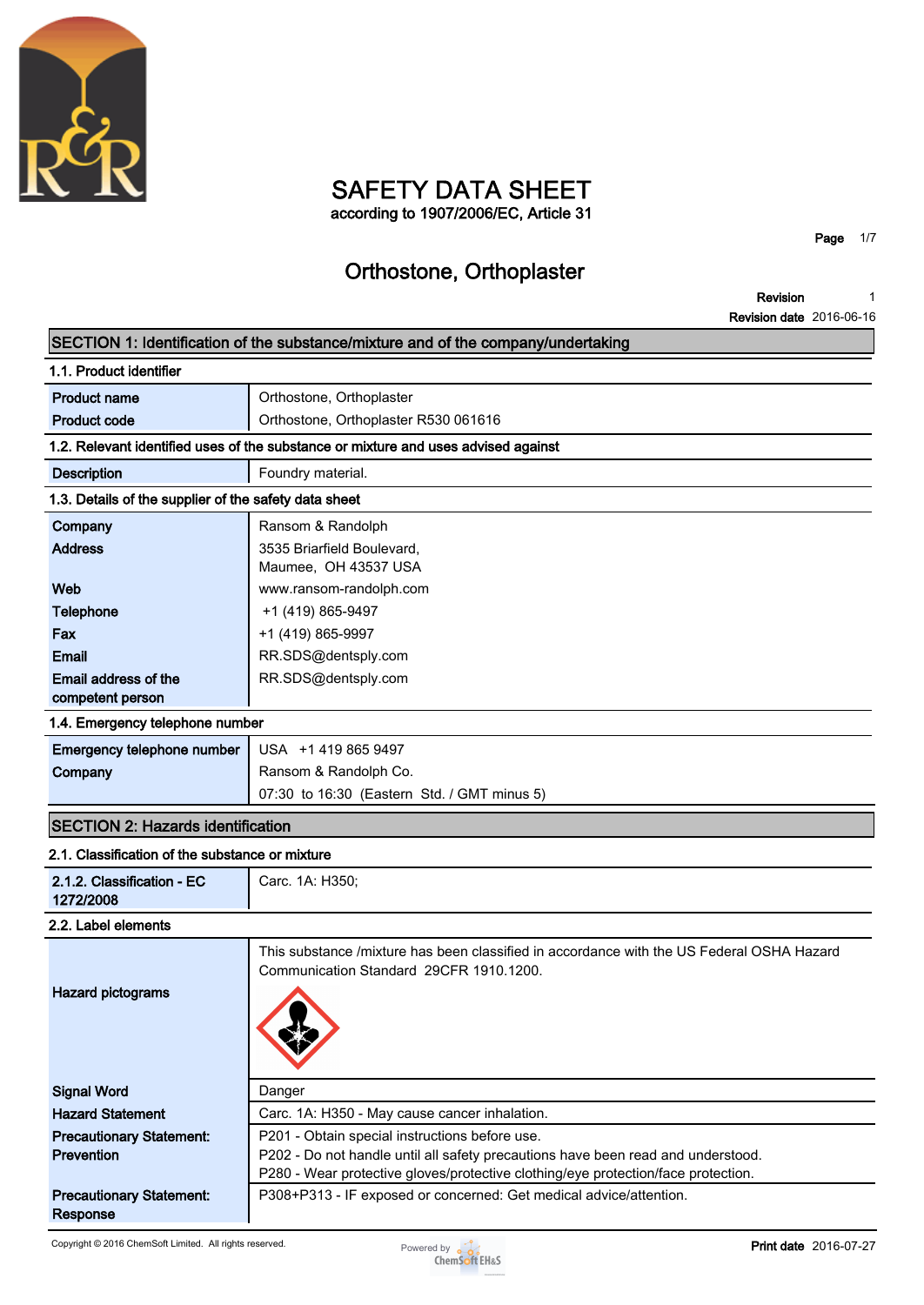# SAFETY DATA SHEET

according to 1907/2006/EC, Article 31

## Orthostone, Orthoplaster

**Revision** 1
**Revision date** 2016-06-16

## SECTION 1: Identification of the substance/mixture and of the company/undertaking

### 1.1. Product identifier

| | |
|---|---|
| **Product name** | Orthostone, Orthoplaster |
| **Product code** | Orthostone, Orthoplaster R530 061616 |

### 1.2. Relevant identified uses of the substance or mixture and uses advised against

| | |
|---|---|
| **Description** | Foundry material. |

### 1.3. Details of the supplier of the safety data sheet

| | |
|---|---|
| **Company** | Ransom & Randolph |
| **Address** | 3535 Briarfield Boulevard,<br>Maumee, OH 43537 USA |
| **Web** | www.ransom-randolph.com |
| **Telephone** | +1 (419) 865-9497 |
| **Fax** | +1 (419) 865-9997 |
| **Email** | RR.SDS@dentsply.com |
| **Email address of the competent person** | RR.SDS@dentsply.com |

### 1.4. Emergency telephone number

| | |
|---|---|
| **Emergency telephone number** | USA +1 419 865 9497 |
| **Company** | Ransom & Randolph Co.<br>07:30 to 16:30 (Eastern Std. / GMT minus 5) |

## SECTION 2: Hazards identification

### 2.1. Classification of the substance or mixture

| | |
|---|---|
| **2.1.2. Classification - EC 1272/2008** | Carc. 1A: H350; |

### 2.2. Label elements

| | |
|---|---|
| **Hazard pictograms** | This substance /mixture has been classified in accordance with the US Federal OSHA Hazard Communication Standard 29CFR 1910.1200. |
| **Signal Word** | Danger |
| **Hazard Statement** | Carc. 1A: H350 - May cause cancer inhalation. |
| **Precautionary Statement: Prevention** | P201 - Obtain special instructions before use.<br>P202 - Do not handle until all safety precautions have been read and understood.<br>P280 - Wear protective gloves/protective clothing/eye protection/face protection. |
| **Precautionary Statement: Response** | P308+P313 - IF exposed or concerned: Get medical advice/attention. |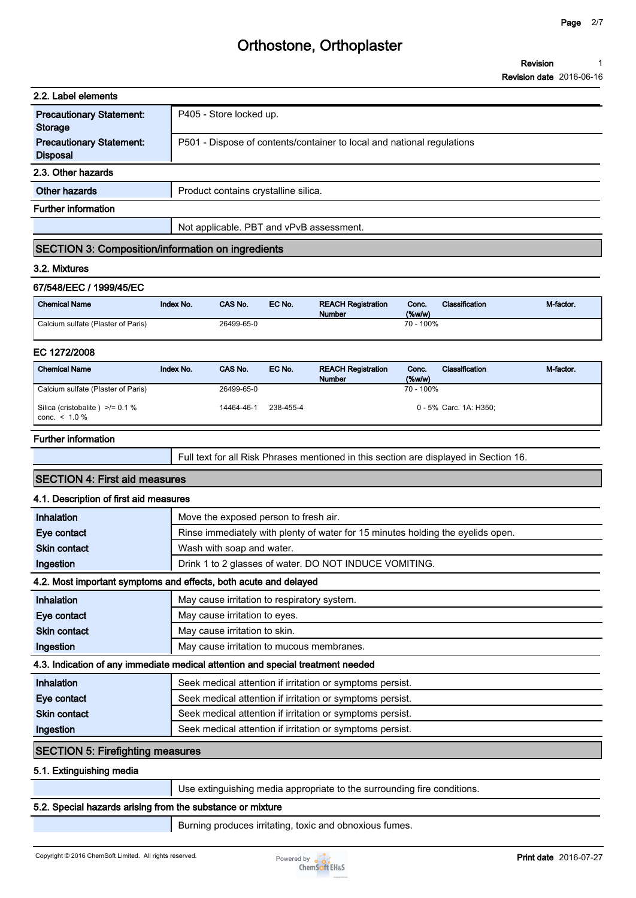### 2.2. Label elements

| | |
|---|---|
| **Precautionary Statement: Storage** | P405 - Store locked up. |
| **Precautionary Statement: Disposal** | P501 - Dispose of contents/container to local and national regulations |

### 2.3. Other hazards

| | |
|---|---|
| **Other hazards** | Product contains crystalline silica. |

**Further information**

Not applicable. PBT and vPvB assessment.

## SECTION 3: Composition/information on ingredients

### 3.2. Mixtures

**67/548/EEC / 1999/45/EC**

| Chemical Name | Index No. | CAS No. | EC No. | REACH Registration Number | Conc. (%w/w) | Classification | M-factor. |
|---|---|---|---|---|---|---|---|
| Calcium sulfate (Plaster of Paris) | | 26499-65-0 | | | 70 - 100% | | |

**EC 1272/2008**

| Chemical Name | Index No. | CAS No. | EC No. | REACH Registration Number | Conc. (%w/w) | Classification | M-factor. |
|---|---|---|---|---|---|---|---|
| Calcium sulfate (Plaster of Paris) | | 26499-65-0 | | | 70 - 100% | | |
| Silica (cristobalite) >/= 0.1 % conc. < 1.0 % | | 14464-46-1 | 238-455-4 | | 0 - 5% | Carc. 1A: H350; | |

**Further information**

Full text for all Risk Phrases mentioned in this section are displayed in Section 16.

## SECTION 4: First aid measures

### 4.1. Description of first aid measures

| | |
|---|---|
| **Inhalation** | Move the exposed person to fresh air. |
| **Eye contact** | Rinse immediately with plenty of water for 15 minutes holding the eyelids open. |
| **Skin contact** | Wash with soap and water. |
| **Ingestion** | Drink 1 to 2 glasses of water. DO NOT INDUCE VOMITING. |

### 4.2. Most important symptoms and effects, both acute and delayed

| | |
|---|---|
| **Inhalation** | May cause irritation to respiratory system. |
| **Eye contact** | May cause irritation to eyes. |
| **Skin contact** | May cause irritation to skin. |
| **Ingestion** | May cause irritation to mucous membranes. |

### 4.3. Indication of any immediate medical attention and special treatment needed

| | |
|---|---|
| **Inhalation** | Seek medical attention if irritation or symptoms persist. |
| **Eye contact** | Seek medical attention if irritation or symptoms persist. |
| **Skin contact** | Seek medical attention if irritation or symptoms persist. |
| **Ingestion** | Seek medical attention if irritation or symptoms persist. |

## SECTION 5: Firefighting measures

### 5.1. Extinguishing media

Use extinguishing media appropriate to the surrounding fire conditions.

### 5.2. Special hazards arising from the substance or mixture

Burning produces irritating, toxic and obnoxious fumes.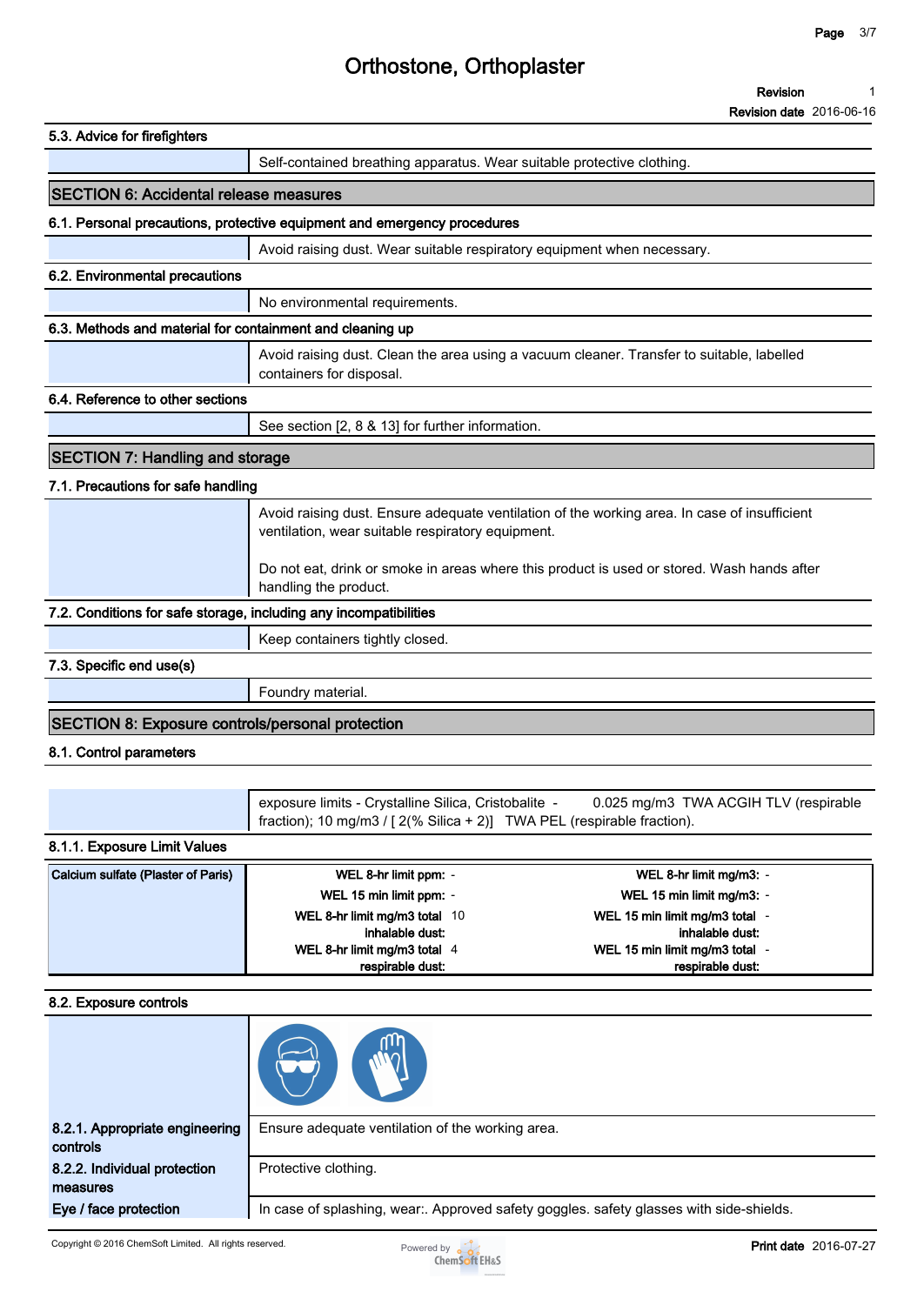### 5.3. Advice for firefighters

Self-contained breathing apparatus. Wear suitable protective clothing.

## SECTION 6: Accidental release measures

### 6.1. Personal precautions, protective equipment and emergency procedures

Avoid raising dust. Wear suitable respiratory equipment when necessary.

### 6.2. Environmental precautions

No environmental requirements.

### 6.3. Methods and material for containment and cleaning up

Avoid raising dust. Clean the area using a vacuum cleaner. Transfer to suitable, labelled containers for disposal.

### 6.4. Reference to other sections

See section [2, 8 & 13] for further information.

## SECTION 7: Handling and storage

### 7.1. Precautions for safe handling

Avoid raising dust. Ensure adequate ventilation of the working area. In case of insufficient ventilation, wear suitable respiratory equipment.

Do not eat, drink or smoke in areas where this product is used or stored. Wash hands after handling the product.

### 7.2. Conditions for safe storage, including any incompatibilities

Keep containers tightly closed.

### 7.3. Specific end use(s)

Foundry material.

## SECTION 8: Exposure controls/personal protection

### 8.1. Control parameters

exposure limits - Crystalline Silica, Cristobalite - 0.025 mg/m3 TWA ACGIH TLV (respirable fraction); 10 mg/m3 / [ 2(% Silica + 2)] TWA PEL (respirable fraction).

### 8.1.1. Exposure Limit Values

| Calcium sulfate (Plaster of Paris) | | | | |
|---|---|---|---|---|
| | WEL 8-hr limit ppm: | - | WEL 8-hr limit mg/m3: | - |
| | WEL 15 min limit ppm: | - | WEL 15 min limit mg/m3: | - |
| | WEL 8-hr limit mg/m3 total inhalable dust: | 10 | WEL 15 min limit mg/m3 total inhalable dust: | - |
| | WEL 8-hr limit mg/m3 total respirable dust: | 4 | WEL 15 min limit mg/m3 total respirable dust: | - |

### 8.2. Exposure controls

**8.2.1. Appropriate engineering controls**: Ensure adequate ventilation of the working area.

**8.2.2. Individual protection measures**: Protective clothing.

**Eye / face protection**: In case of splashing, wear:. Approved safety goggles. safety glasses with side-shields.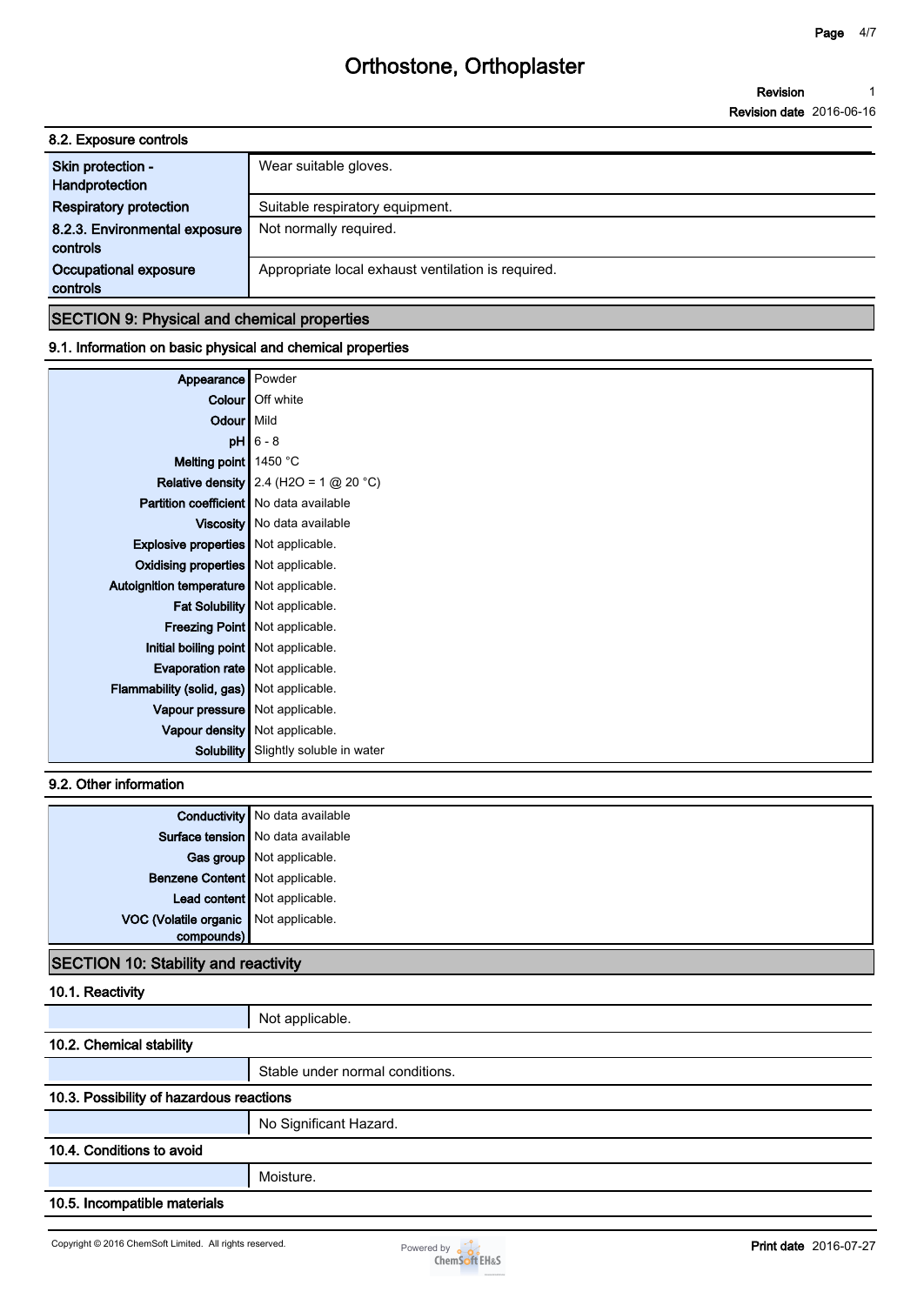## 8.2. Exposure controls

| | |
|---|---|
| Skin protection - Handprotection | Wear suitable gloves. |
| Respiratory protection | Suitable respiratory equipment. |
| 8.2.3. Environmental exposure controls | Not normally required. |
| Occupational exposure controls | Appropriate local exhaust ventilation is required. |

# SECTION 9: Physical and chemical properties

## 9.1. Information on basic physical and chemical properties

| | |
|---|---|
| Appearance | Powder |
| Colour | Off white |
| Odour | Mild |
| pH | 6 - 8 |
| Melting point | 1450 °C |
| Relative density | 2.4 ($H_2O$ = 1 @ 20 °C) |
| Partition coefficient | No data available |
| Viscosity | No data available |
| Explosive properties | Not applicable. |
| Oxidising properties | Not applicable. |
| Autoignition temperature | Not applicable. |
| Fat Solubility | Not applicable. |
| Freezing Point | Not applicable. |
| Initial boiling point | Not applicable. |
| Evaporation rate | Not applicable. |
| Flammability (solid, gas) | Not applicable. |
| Vapour pressure | Not applicable. |
| Vapour density | Not applicable. |
| Solubility | Slightly soluble in water |

## 9.2. Other information

| | |
|---|---|
| Conductivity | No data available |
| Surface tension | No data available |
| Gas group | Not applicable. |
| Benzene Content | Not applicable. |
| Lead content | Not applicable. |
| VOC (Volatile organic compounds) | Not applicable. |

# SECTION 10: Stability and reactivity

## 10.1. Reactivity

Not applicable.

## 10.2. Chemical stability

Stable under normal conditions.

## 10.3. Possibility of hazardous reactions

No Significant Hazard.

## 10.4. Conditions to avoid

Moisture.

## 10.5. Incompatible materials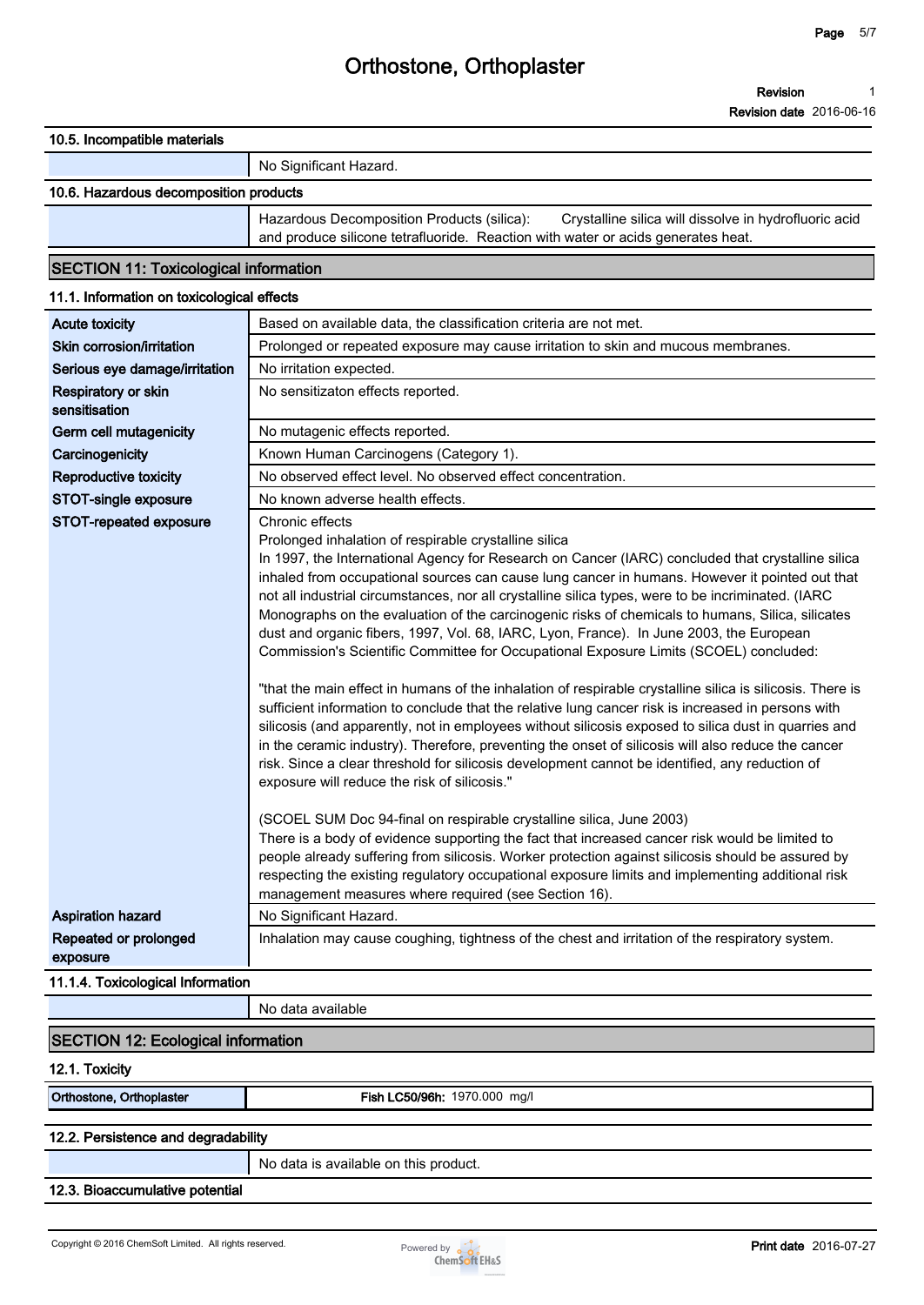### 10.5. Incompatible materials

| | |
|---|---|
| | No Significant Hazard. |

### 10.6. Hazardous decomposition products

| | |
|---|---|
| | Hazardous Decomposition Products (silica): Crystalline silica will dissolve in hydrofluoric acid and produce silicone tetrafluoride. Reaction with water or acids generates heat. |

## SECTION 11: Toxicological information

### 11.1. Information on toxicological effects

| | |
|---|---|
| **Acute toxicity** | Based on available data, the classification criteria are not met. |
| **Skin corrosion/irritation** | Prolonged or repeated exposure may cause irritation to skin and mucous membranes. |
| **Serious eye damage/irritation** | No irritation expected. |
| **Respiratory or skin sensitisation** | No sensitizaton effects reported. |
| **Germ cell mutagenicity** | No mutagenic effects reported. |
| **Carcinogenicity** | Known Human Carcinogens (Category 1). |
| **Reproductive toxicity** | No observed effect level. No observed effect concentration. |
| **STOT-single exposure** | No known adverse health effects. |
| **STOT-repeated exposure** | Chronic effects<br>Prolonged inhalation of respirable crystalline silica<br>In 1997, the International Agency for Research on Cancer (IARC) concluded that crystalline silica inhaled from occupational sources can cause lung cancer in humans. However it pointed out that not all industrial circumstances, nor all crystalline silica types, were to be incriminated. (IARC Monographs on the evaluation of the carcinogenic risks of chemicals to humans, Silica, silicates dust and organic fibers, 1997, Vol. 68, IARC, Lyon, France). In June 2003, the European Commission's Scientific Committee for Occupational Exposure Limits (SCOEL) concluded:<br><br>"that the main effect in humans of the inhalation of respirable crystalline silica is silicosis. There is sufficient information to conclude that the relative lung cancer risk is increased in persons with silicosis (and apparently, not in employees without silicosis exposed to silica dust in quarries and in the ceramic industry). Therefore, preventing the onset of silicosis will also reduce the cancer risk. Since a clear threshold for silicosis development cannot be identified, any reduction of exposure will reduce the risk of silicosis."<br><br>(SCOEL SUM Doc 94-final on respirable crystalline silica, June 2003)<br>There is a body of evidence supporting the fact that increased cancer risk would be limited to people already suffering from silicosis. Worker protection against silicosis should be assured by respecting the existing regulatory occupational exposure limits and implementing additional risk management measures where required (see Section 16). |
| **Aspiration hazard** | No Significant Hazard. |
| **Repeated or prolonged exposure** | Inhalation may cause coughing, tightness of the chest and irritation of the respiratory system. |

### 11.1.4. Toxicological Information

| | |
|---|---|
| | No data available |

## SECTION 12: Ecological information

### 12.1. Toxicity

| | |
|---|---|
| **Orthostone, Orthoplaster** | **Fish LC50/96h:** 1970.000 mg/l |

### 12.2. Persistence and degradability

| | |
|---|---|
| | No data is available on this product. |

### 12.3. Bioaccumulative potential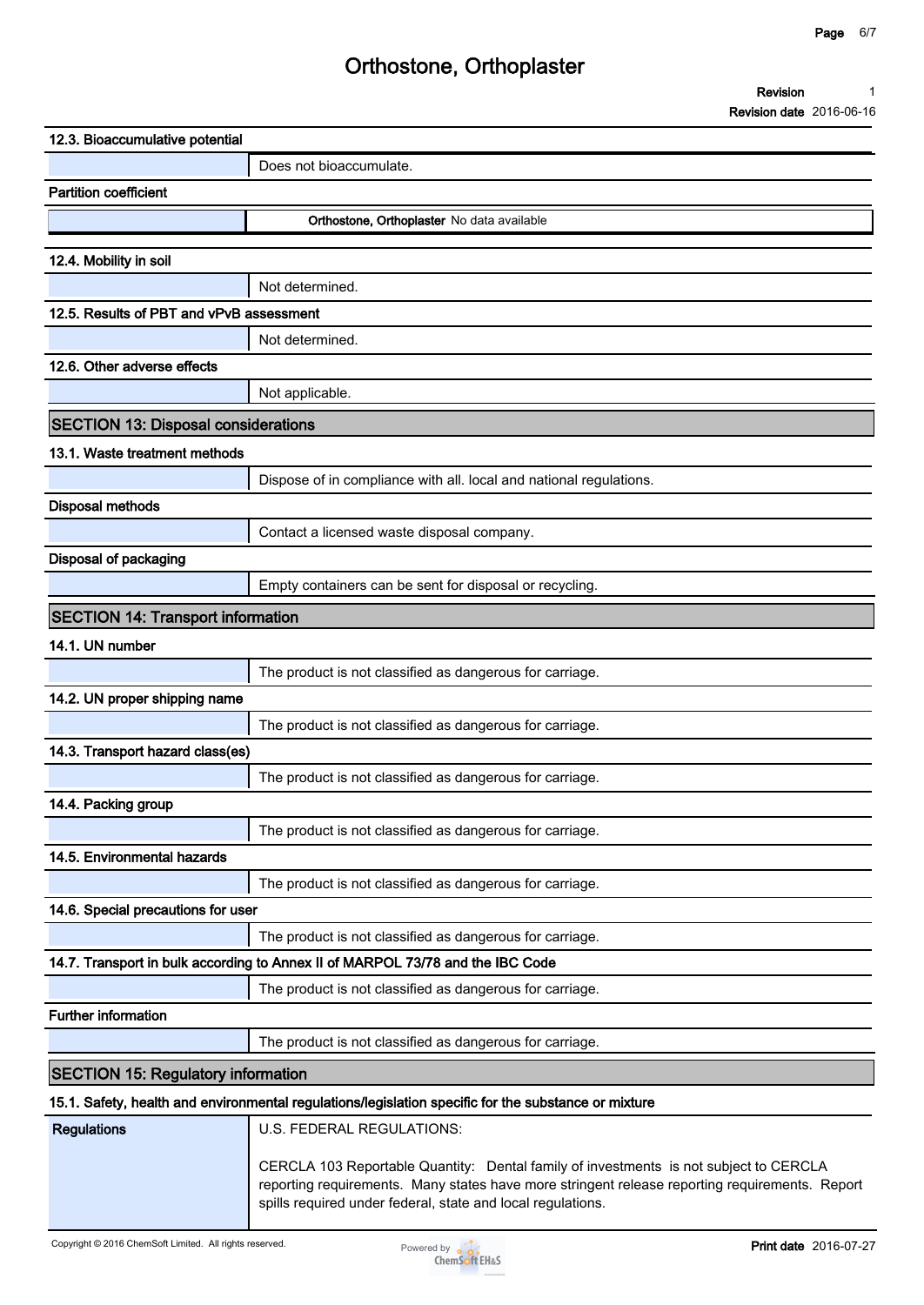### 12.3. Bioaccumulative potential

Does not bioaccumulate.

**Partition coefficient**

**Orthostone, Orthoplaster** No data available

### 12.4. Mobility in soil

Not determined.

### 12.5. Results of PBT and vPvB assessment

Not determined.

### 12.6. Other adverse effects

Not applicable.

## SECTION 13: Disposal considerations

### 13.1. Waste treatment methods

Dispose of in compliance with all. local and national regulations.

**Disposal methods**

Contact a licensed waste disposal company.

**Disposal of packaging**

Empty containers can be sent for disposal or recycling.

## SECTION 14: Transport information

### 14.1. UN number

The product is not classified as dangerous for carriage.

### 14.2. UN proper shipping name

The product is not classified as dangerous for carriage.

### 14.3. Transport hazard class(es)

The product is not classified as dangerous for carriage.

### 14.4. Packing group

The product is not classified as dangerous for carriage.

### 14.5. Environmental hazards

The product is not classified as dangerous for carriage.

### 14.6. Special precautions for user

The product is not classified as dangerous for carriage.

### 14.7. Transport in bulk according to Annex II of MARPOL 73/78 and the IBC Code

The product is not classified as dangerous for carriage.

**Further information**

The product is not classified as dangerous for carriage.

## SECTION 15: Regulatory information

### 15.1. Safety, health and environmental regulations/legislation specific for the substance or mixture

**Regulations**

U.S. FEDERAL REGULATIONS:

CERCLA 103 Reportable Quantity: Dental family of investments is not subject to CERCLA reporting requirements. Many states have more stringent release reporting requirements. Report spills required under federal, state and local regulations.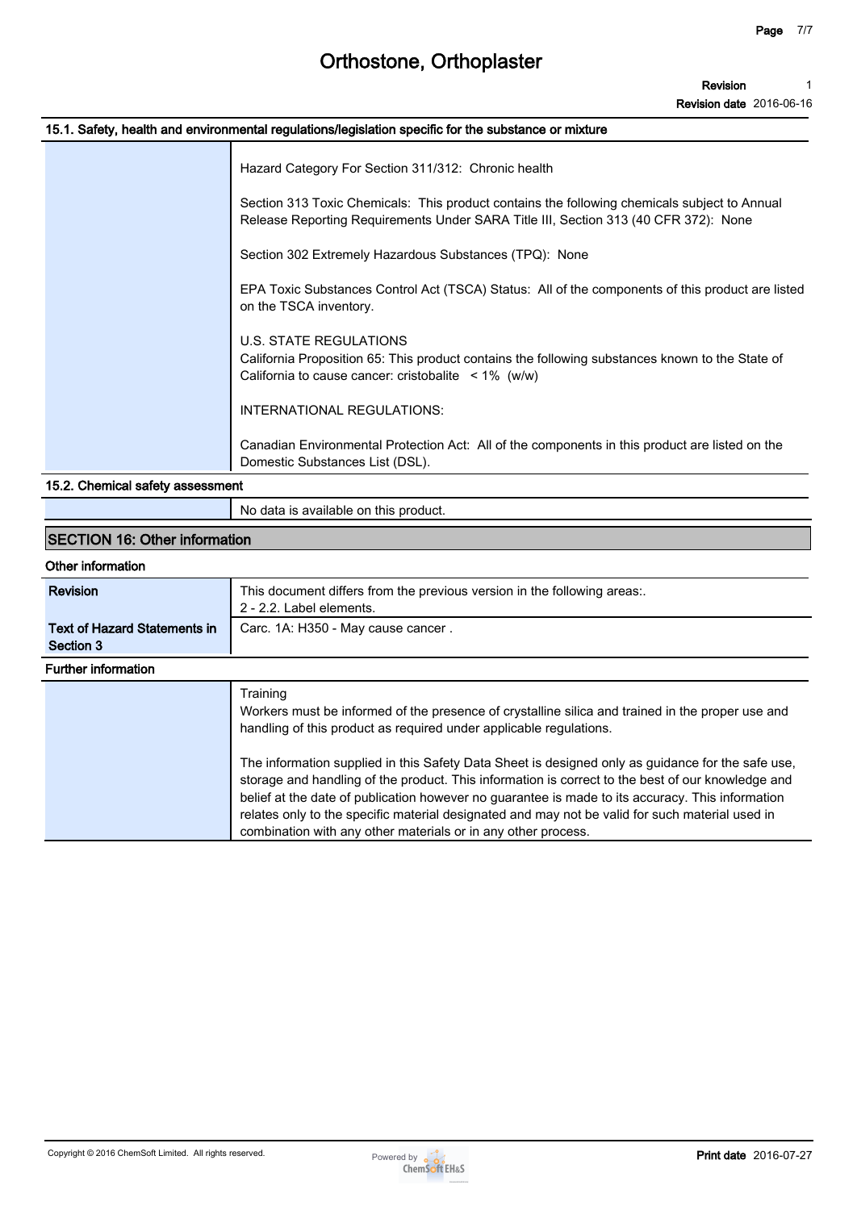### 15.1. Safety, health and environmental regulations/legislation specific for the substance or mixture

| | |
|---|---|
| | Hazard Category For Section 311/312: Chronic health<br><br>Section 313 Toxic Chemicals: This product contains the following chemicals subject to Annual Release Reporting Requirements Under SARA Title III, Section 313 (40 CFR 372): None<br><br>Section 302 Extremely Hazardous Substances (TPQ): None<br><br>EPA Toxic Substances Control Act (TSCA) Status: All of the components of this product are listed on the TSCA inventory.<br><br>U.S. STATE REGULATIONS<br>California Proposition 65: This product contains the following substances known to the State of California to cause cancer: cristobalite < 1% (w/w)<br><br>INTERNATIONAL REGULATIONS:<br><br>Canadian Environmental Protection Act: All of the components in this product are listed on the Domestic Substances List (DSL). |

### 15.2. Chemical safety assessment

| | |
|---|---|
| | No data is available on this product. |

## SECTION 16: Other information

### Other information

| | |
|---|---|
| **Revision** | This document differs from the previous version in the following areas:.<br>2 - 2.2. Label elements. |
| **Text of Hazard Statements in Section 3** | Carc. 1A: H350 - May cause cancer . |

### Further information

| | |
|---|---|
| | Training<br>Workers must be informed of the presence of crystalline silica and trained in the proper use and handling of this product as required under applicable regulations.<br><br>The information supplied in this Safety Data Sheet is designed only as guidance for the safe use, storage and handling of the product. This information is correct to the best of our knowledge and belief at the date of publication however no guarantee is made to its accuracy. This information relates only to the specific material designated and may not be valid for such material used in combination with any other materials or in any other process. |